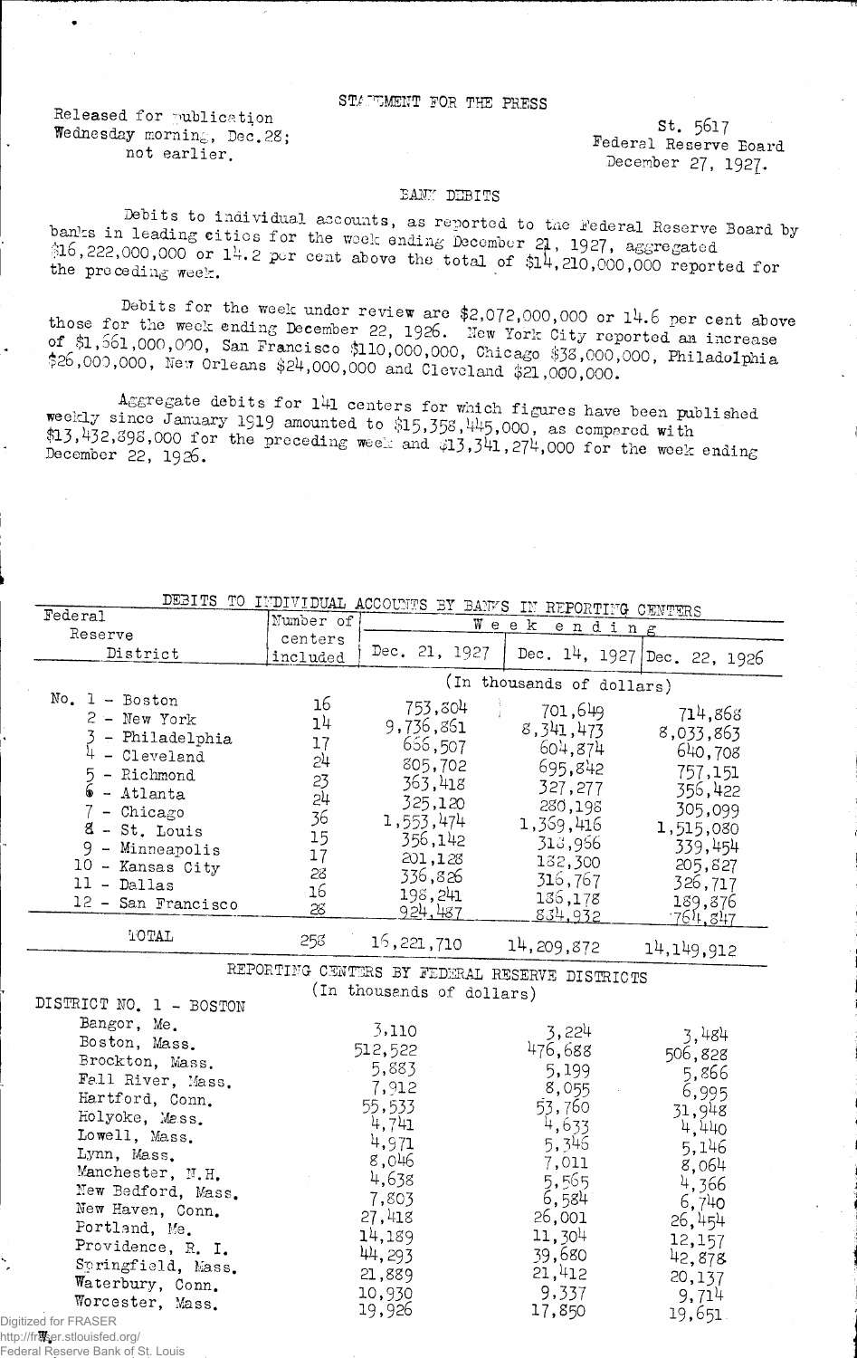STATEMENT FOR THE PRESS

Released for publication
Wednesday morning, Dec. 28;
not earlier.

St. 5617
Federal Reserve Board
December 27, 1927.

BANK DEBITS

Debits to individual accounts, as reported to the Federal Reserve Board by banks in leading cities for the week ending December 21, 1927, aggregated $16,222,000,000 or 14.2 per cent above the total of $14,210,000,000 reported for the preceding week.

Debits for the week under review are $2,072,000,000 or 14.6 per cent above those for the week ending December 22, 1926. New York City reported an increase of $1,661,000,000, San Francisco $110,000,000, Chicago $38,000,000, Philadelphia $26,000,000, New Orleans $24,000,000 and Cleveland $21,000,000.

Aggregate debits for 141 centers for which figures have been published weekly since January 1919 amounted to $15,358,445,000, as compared with $13,432,898,000 for the preceding week and $13,341,274,000 for the week ending December 22, 1926.

DEBITS TO INDIVIDUAL ACCOUNTS BY BANKS IN REPORTING CENTERS

| Federal Reserve District | Number of centers included | Week ending Dec. 21, 1927 | Dec. 14, 1927 | Dec. 22, 1926 |
|---|---|---|---|---|
| | | (In thousands of dollars) | | |
| No. 1 - Boston | 16 | 753,804 | 701,649 | 714,868 |
| 2 - New York | 14 | 9,736,861 | 8,341,473 | 8,033,863 |
| 3 - Philadelphia | 17 | 656,507 | 604,874 | 640,708 |
| 4 - Cleveland | 24 | 805,702 | 695,842 | 757,151 |
| 5 - Richmond | 23 | 363,418 | 327,277 | 356,422 |
| 6 - Atlanta | 24 | 325,120 | 280,198 | 305,099 |
| 7 - Chicago | 36 | 1,553,474 | 1,369,416 | 1,515,080 |
| 8 - St. Louis | 15 | 356,142 | 318,956 | 339,454 |
| 9 - Minneapolis | 17 | 201,128 | 182,300 | 205,827 |
| 10 - Kansas City | 28 | 336,826 | 316,767 | 326,717 |
| 11 - Dallas | 16 | 198,241 | 186,178 | 189,876 |
| 12 - San Francisco | 28 | 924,487 | 834,932 | 764,847 |
| TOTAL | 258 | 16,221,710 | 14,209,872 | 14,149,912 |

REPORTING CENTERS BY FEDERAL RESERVE DISTRICTS
(In thousands of dollars)

| DISTRICT NO. 1 - BOSTON | Dec. 21, 1927 | Dec. 14, 1927 | Dec. 22, 1926 |
|---|---|---|---|
| Bangor, Me. | 3,110 | 3,224 | 3,484 |
| Boston, Mass. | 512,522 | 476,688 | 506,828 |
| Brockton, Mass. | 5,883 | 5,199 | 5,866 |
| Fall River, Mass. | 7,912 | 8,055 | 6,995 |
| Hartford, Conn. | 55,533 | 53,760 | 31,948 |
| Holyoke, Mass. | 4,741 | 4,633 | 4,440 |
| Lowell, Mass. | 4,971 | 5,346 | 5,146 |
| Lynn, Mass. | 8,046 | 7,011 | 8,064 |
| Manchester, N.H. | 4,638 | 5,565 | 4,366 |
| New Bedford, Mass. | 7,803 | 6,584 | 6,740 |
| New Haven, Conn. | 27,418 | 26,001 | 26,454 |
| Portland, Me. | 14,189 | 11,304 | 12,157 |
| Providence, R. I. | 44,293 | 39,680 | 42,878 |
| Springfield, Mass. | 21,889 | 21,412 | 20,137 |
| Waterbury, Conn. | 10,930 | 9,337 | 9,714 |
| Worcester, Mass. | 19,926 | 17,850 | 19,651 |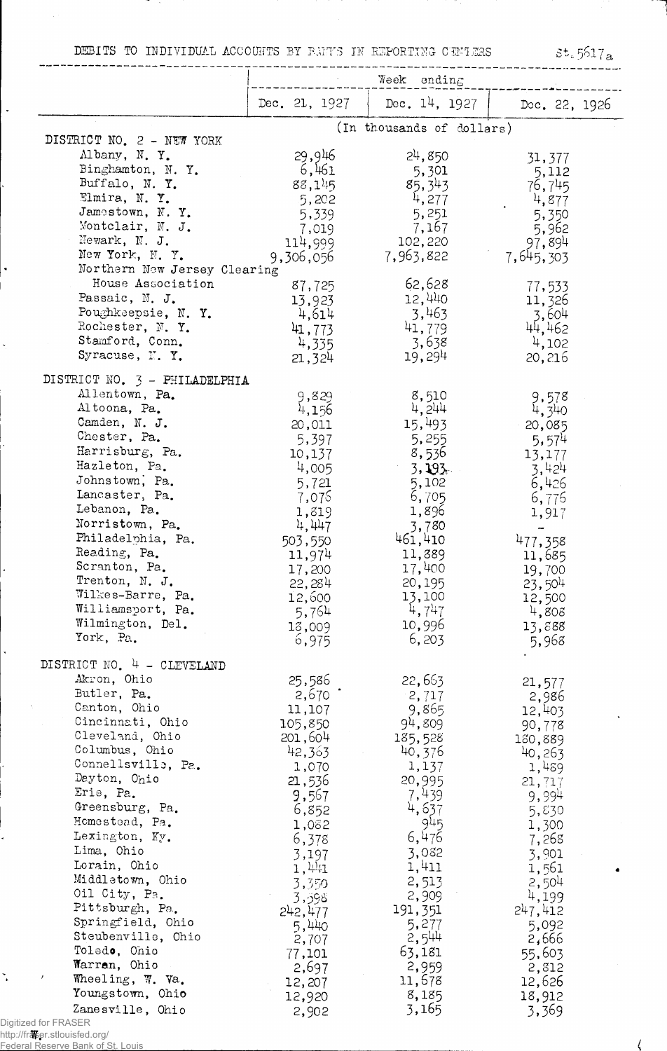DEBITS TO INDIVIDUAL ACCOUNTS BY BANKS IN REPORTING CENTERS St. 5617a

| | Week ending | | |
|---|---|---|---|
| | Dec. 21, 1927 | Dec. 14, 1927 | Dec. 22, 1926 |
| | (In thousands of dollars) | | |
| **DISTRICT NO. 2 - NEW YORK** | | | |
| Albany, N. Y. | 29,946 | 24,850 | 31,377 |
| Binghamton, N. Y. | 6,461 | 5,301 | 5,112 |
| Buffalo, N. Y. | 88,145 | 85,343 | 76,745 |
| Elmira, N. Y. | 5,202 | 4,277 | 4,877 |
| Jamestown, N. Y. | 5,339 | 5,251 | 5,350 |
| Montclair, N. J. | 7,019 | 7,167 | 5,962 |
| Newark, N. J. | 114,999 | 102,220 | 97,894 |
| New York, N. Y. | 9,306,056 | 7,963,822 | 7,645,303 |
| Northern New Jersey Clearing House Association | 87,725 | 62,628 | 77,533 |
| Passaic, N. J. | 13,923 | 12,440 | 11,326 |
| Poughkeepsie, N. Y. | 4,614 | 3,463 | 3,604 |
| Rochester, N. Y. | 41,773 | 41,779 | 44,462 |
| Stamford, Conn. | 4,335 | 3,638 | 4,102 |
| Syracuse, N. Y. | 21,324 | 19,294 | 20,216 |
| **DISTRICT NO. 3 - PHILADELPHIA** | | | |
| Allentown, Pa. | 9,829 | 8,510 | 9,578 |
| Altoona, Pa. | 4,156 | 4,244 | 4,340 |
| Camden, N. J. | 20,011 | 15,493 | 20,085 |
| Chester, Pa. | 5,397 | 5,255 | 5,574 |
| Harrisburg, Pa. | 10,137 | 8,536 | 13,177 |
| Hazleton, Pa. | 4,005 | 3,193 | 3,424 |
| Johnstown, Pa. | 5,721 | 5,102 | 6,426 |
| Lancaster, Pa. | 7,076 | 6,705 | 6,776 |
| Lebanon, Pa. | 1,819 | 1,896 | 1,917 |
| Norristown, Pa. | 4,447 | 3,780 | - |
| Philadelphia, Pa. | 503,550 | 461,410 | 477,358 |
| Reading, Pa. | 11,974 | 11,889 | 11,685 |
| Scranton, Pa. | 17,200 | 17,400 | 19,700 |
| Trenton, N. J. | 22,284 | 20,195 | 23,504 |
| Wilkes-Barre, Pa. | 12,600 | 13,100 | 12,500 |
| Williamsport, Pa. | 5,764 | 4,747 | 4,808 |
| Wilmington, Del. | 18,009 | 10,996 | 13,888 |
| York, Pa. | 6,975 | 6,203 | 5,968 |
| **DISTRICT NO. 4 - CLEVELAND** | | | |
| Akron, Ohio | 25,586 | 22,663 | 21,577 |
| Butler, Pa. | 2,670 | 2,717 | 2,986 |
| Canton, Ohio | 11,107 | 9,865 | 12,403 |
| Cincinnati, Ohio | 105,850 | 94,809 | 90,778 |
| Cleveland, Ohio | 201,604 | 185,528 | 180,889 |
| Columbus, Ohio | 42,363 | 40,376 | 40,263 |
| Connellsville, Pa. | 1,070 | 1,137 | 1,489 |
| Dayton, Ohio | 21,536 | 20,995 | 21,717 |
| Erie, Pa. | 9,567 | 7,439 | 9,994 |
| Greensburg, Pa. | 6,852 | 4,637 | 5,830 |
| Homestead, Pa. | 1,082 | 945 | 1,300 |
| Lexington, Ky. | 6,378 | 6,476 | 7,268 |
| Lima, Ohio | 3,197 | 3,082 | 3,901 |
| Lorain, Ohio | 1,441 | 1,411 | 1,561 |
| Middletown, Ohio | 3,350 | 2,513 | 2,504 |
| Oil City, Pa. | 3,398 | 2,909 | 4,199 |
| Pittsburgh, Pa. | 242,477 | 191,351 | 247,412 |
| Springfield, Ohio | 5,440 | 5,277 | 5,092 |
| Steubenville, Ohio | 2,707 | 2,544 | 2,666 |
| Toledo, Ohio | 77,101 | 63,181 | 55,603 |
| Warren, Ohio | 2,697 | 2,959 | 2,812 |
| Wheeling, W. Va. | 12,207 | 11,678 | 12,626 |
| Youngstown, Ohio | 12,920 | 8,185 | 18,912 |
| Zanesville, Ohio | 2,902 | 3,165 | 3,369 |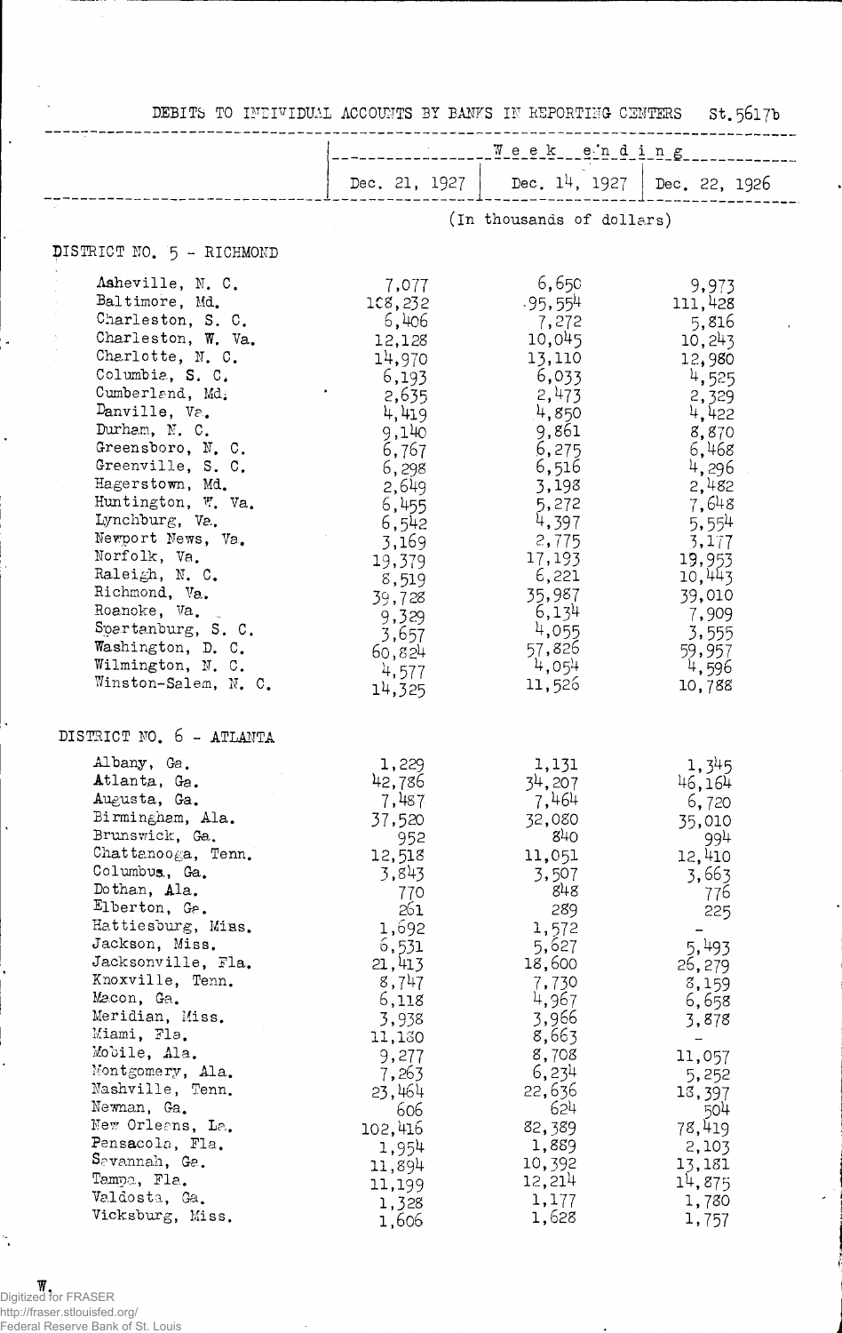DEBITS TO INDIVIDUAL ACCOUNTS BY BANKS IN REPORTING CENTERS St.5617b

| | Week ending | | |
|---|---|---|---|
| | Dec. 21, 1927 | Dec. 14, 1927 | Dec. 22, 1926 |
| | (In thousands of dollars) | | |
| **DISTRICT NO. 5 - RICHMOND** | | | |
| Asheville, N. C. | 7,077 | 6,650 | 9,973 |
| Baltimore, Md. | 108,232 | 95,554 | 111,428 |
| Charleston, S. C. | 6,406 | 7,272 | 5,816 |
| Charleston, W. Va. | 12,128 | 10,045 | 10,243 |
| Charlotte, N. C. | 14,970 | 13,110 | 12,980 |
| Columbia, S. C. | 6,193 | 6,033 | 4,525 |
| Cumberland, Md. | 2,635 | 2,473 | 2,329 |
| Danville, Va. | 4,419 | 4,850 | 4,422 |
| Durham, N. C. | 9,140 | 9,861 | 8,870 |
| Greensboro, N. C. | 6,767 | 6,275 | 6,468 |
| Greenville, S. C. | 6,298 | 6,516 | 4,296 |
| Hagerstown, Md. | 2,649 | 3,198 | 2,482 |
| Huntington, W. Va. | 6,455 | 5,272 | 7,648 |
| Lynchburg, Va. | 6,542 | 4,397 | 5,554 |
| Newport News, Va. | 3,169 | 2,775 | 3,177 |
| Norfolk, Va. | 19,379 | 17,193 | 19,953 |
| Raleigh, N. C. | 8,519 | 6,221 | 10,443 |
| Richmond, Va. | 39,728 | 35,987 | 39,010 |
| Roanoke, Va. | 9,329 | 6,134 | 7,909 |
| Spartanburg, S. C. | 3,657 | 4,055 | 3,555 |
| Washington, D. C. | 60,824 | 57,826 | 59,957 |
| Wilmington, N. C. | 4,577 | 4,054 | 4,596 |
| Winston-Salem, N. C. | 14,325 | 11,526 | 10,788 |
| **DISTRICT NO. 6 - ATLANTA** | | | |
| Albany, Ga. | 1,229 | 1,131 | 1,345 |
| Atlanta, Ga. | 42,786 | 34,207 | 46,164 |
| Augusta, Ga. | 7,487 | 7,464 | 6,720 |
| Birmingham, Ala. | 37,520 | 32,080 | 35,010 |
| Brunswick, Ga. | 952 | 840 | 994 |
| Chattanooga, Tenn. | 12,518 | 11,051 | 12,410 |
| Columbus, Ga. | 3,843 | 3,507 | 3,663 |
| Dothan, Ala. | 770 | 848 | 776 |
| Elberton, Ga. | 261 | 289 | 225 |
| Hattiesburg, Miss. | 1,692 | 1,572 | - |
| Jackson, Miss. | 6,531 | 5,627 | 5,493 |
| Jacksonville, Fla. | 21,413 | 18,600 | 26,279 |
| Knoxville, Tenn. | 8,747 | 7,730 | 8,159 |
| Macon, Ga. | 6,118 | 4,967 | 6,658 |
| Meridian, Miss. | 3,938 | 3,966 | 3,878 |
| Miami, Fla. | 11,180 | 8,663 | - |
| Mobile, Ala. | 9,277 | 8,708 | 11,057 |
| Montgomery, Ala. | 7,263 | 6,234 | 5,252 |
| Nashville, Tenn. | 23,464 | 22,636 | 18,397 |
| Newnan, Ga. | 606 | 624 | 504 |
| New Orleans, La. | 102,416 | 82,389 | 78,419 |
| Pensacola, Fla. | 1,954 | 1,889 | 2,103 |
| Savannah, Ga. | 11,894 | 10,392 | 13,181 |
| Tampa, Fla. | 11,199 | 12,214 | 14,875 |
| Valdosta, Ga. | 1,328 | 1,177 | 1,780 |
| Vicksburg, Miss. | 1,606 | 1,628 | 1,757 |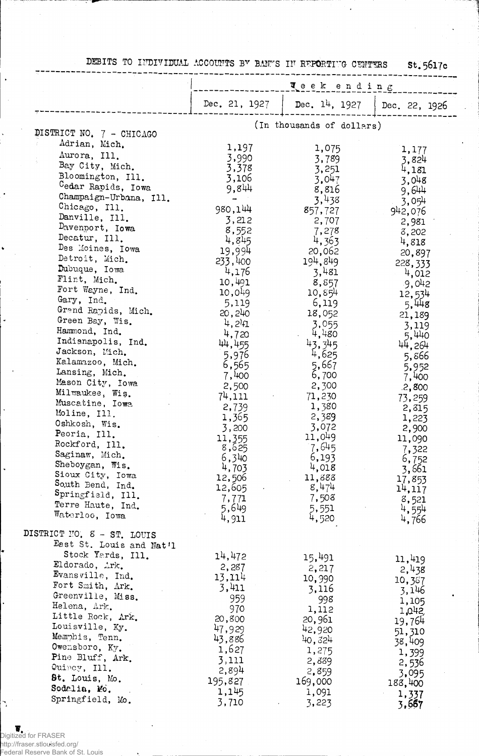DEBITS TO INDIVIDUAL ACCOUNTS BY BANKS IN REPORTING CENTERS St.5617c

| | Week ending | | |
|---|---|---|---|
| | Dec. 21, 1927 | Dec. 14, 1927 | Dec. 22, 1926 |
| | (In thousands of dollars) | | |
| **DISTRICT NO. 7 - CHICAGO** | | | |
| Adrian, Mich. | 1,197 | 1,075 | 1,177 |
| Aurora, Ill. | 3,990 | 3,789 | 3,824 |
| Bay City, Mich. | 3,378 | 3,251 | 4,181 |
| Bloomington, Ill. | 3,106 | 3,047 | 3,048 |
| Cedar Rapids, Iowa | 9,844 | 8,816 | 9,644 |
| Champaign-Urbana, Ill. | - | 3,438 | 3,054 |
| Chicago, Ill. | 980,144 | 857,727 | 942,076 |
| Danville, Ill. | 3,212 | 2,707 | 2,981 |
| Davenport, Iowa | 8,552 | 7,278 | 8,202 |
| Decatur, Ill. | 4,845 | 4,363 | 4,818 |
| Des Moines, Iowa | 19,994 | 20,062 | 20,897 |
| Detroit, Mich. | 233,400 | 194,849 | 228,333 |
| Dubuque, Iowa | 4,176 | 3,481 | 4,012 |
| Flint, Mich. | 10,491 | 8,857 | 9,042 |
| Fort Wayne, Ind. | 10,049 | 10,854 | 12,534 |
| Gary, Ind. | 5,119 | 6,119 | 5,448 |
| Grand Rapids, Mich. | 20,240 | 18,052 | 21,189 |
| Green Bay, Wis. | 4,241 | 3,055 | 3,119 |
| Hammond, Ind. | 4,720 | 4,480 | 5,440 |
| Indianapolis, Ind. | 44,455 | 43,345 | 44,264 |
| Jackson, Mich. | 5,976 | 4,625 | 5,866 |
| Kalamazoo, Mich. | 6,565 | 5,667 | 5,952 |
| Lansing, Mich. | 7,400 | 6,700 | 7,400 |
| Mason City, Iowa | 2,500 | 2,300 | 2,800 |
| Milwaukee, Wis. | 74,111 | 71,230 | 73,259 |
| Muscatine, Iowa | 2,739 | 1,380 | 2,815 |
| Moline, Ill. | 1,365 | 2,389 | 1,223 |
| Oshkosh, Wis. | 3,200 | 3,072 | 2,900 |
| Peoria, Ill. | 11,355 | 11,049 | 11,090 |
| Rockford, Ill. | 8,625 | 7,645 | 7,322 |
| Saginaw, Mich. | 6,340 | 6,193 | 6,752 |
| Sheboygan, Wis. | 4,703 | 4,018 | 3,661 |
| Sioux City, Iowa | 12,506 | 11,888 | 17,853 |
| South Bend, Ind. | 12,605 | 8,474 | 14,117 |
| Springfield, Ill. | 7,771 | 7,508 | 8,521 |
| Terre Haute, Ind. | 5,649 | 5,551 | 4,554 |
| Waterloo, Iowa | 4,911 | 4,520 | 4,766 |
| **DISTRICT NO. 8 - ST. LOUIS** | | | |
| East St. Louis and Nat'l Stock Yards, Ill. | 14,472 | 15,491 | 11,419 |
| Eldorado, Ark. | 2,287 | 2,217 | 2,438 |
| Evansville, Ind. | 13,114 | 10,990 | 10,387 |
| Fort Smith, Ark. | 3,411 | 3,116 | 3,146 |
| Greenville, Miss. | 959 | 998 | 1,105 |
| Helena, Ark. | 970 | 1,112 | 1,042 |
| Little Rock, Ark. | 20,800 | 20,961 | 19,764 |
| Louisville, Ky. | 47,929 | 42,920 | 51,310 |
| Memphis, Tenn. | 43,886 | 40,824 | 38,409 |
| Owensboro, Ky. | 1,627 | 1,275 | 1,399 |
| Pine Bluff, Ark. | 3,111 | 2,889 | 2,536 |
| Quincy, Ill. | 2,894 | 2,859 | 3,095 |
| St. Louis, Mo. | 195,827 | 169,000 | 188,400 |
| Sedalia, Mo. | 1,145 | 1,091 | 1,337 |
| Springfield, Mo. | 3,710 | 3,223 | 3,667 |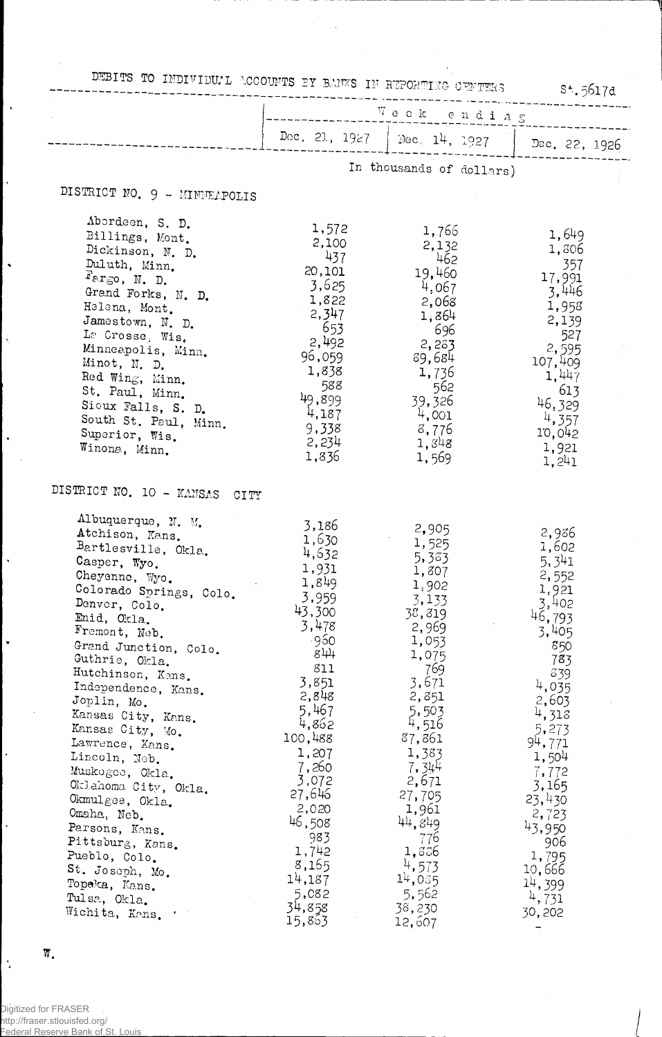DEBITS TO INDIVIDUAL ACCOUNTS BY BANKS IN REPORTING CENTERS

St.5617d

| | Week ending | | |
|---|---|---|---|
| | Dec. 21, 1927 | Dec. 14, 1927 | Dec. 22, 1926 |
| | (In thousands of dollars) | | |
| **DISTRICT NO. 9 - MINNEAPOLIS** | | | |
| Aberdeen, S. D. | 1,572 | 1,766 | 1,649 |
| Billings, Mont. | 2,100 | 2,132 | 1,806 |
| Dickinson, N. D. | 437 | 462 | 357 |
| Duluth, Minn. | 20,101 | 19,460 | 17,991 |
| Fargo, N. D. | 3,625 | 4,067 | 3,446 |
| Grand Forks, N. D. | 1,822 | 2,068 | 1,958 |
| Helena, Mont. | 2,347 | 1,864 | 2,139 |
| Jamestown, N. D. | 653 | 696 | 527 |
| La Crosse, Wis. | 2,492 | 2,283 | 2,595 |
| Minneapolis, Minn. | 96,059 | 89,684 | 107,409 |
| Minot, N. D. | 1,838 | 1,736 | 1,447 |
| Red Wing, Minn. | 588 | 562 | 613 |
| St. Paul, Minn. | 49,899 | 39,326 | 46,329 |
| Sioux Falls, S. D. | 4,187 | 4,001 | 4,357 |
| South St. Paul, Minn. | 9,338 | 8,776 | 10,042 |
| Superior, Wis. | 2,234 | 1,848 | 1,921 |
| Winona, Minn. | 1,836 | 1,569 | 1,241 |
| **DISTRICT NO. 10 - KANSAS CITY** | | | |
| Albuquerque, N. M. | 3,186 | 2,905 | 2,986 |
| Atchison, Kans. | 1,630 | 1,525 | 1,602 |
| Bartlesville, Okla. | 4,632 | 5,383 | 5,341 |
| Casper, Wyo. | 1,931 | 1,807 | 2,552 |
| Cheyenne, Wyo. | 1,849 | 1,902 | 1,921 |
| Colorado Springs, Colo. | 3,959 | 3,133 | 3,402 |
| Denver, Colo. | 43,300 | 38,819 | 46,793 |
| Enid, Okla. | 3,478 | 2,969 | 3,405 |
| Fremont, Neb. | 960 | 1,053 | 850 |
| Grand Junction, Colo. | 844 | 1,075 | 783 |
| Guthrie, Okla. | 811 | 769 | 839 |
| Hutchinson, Kans. | 3,851 | 3,671 | 4,035 |
| Independence, Kans. | 2,848 | 2,851 | 2,603 |
| Joplin, Mo. | 5,467 | 5,503 | 4,318 |
| Kansas City, Kans. | 4,862 | 4,516 | 5,273 |
| Kansas City, Mo. | 100,488 | 87,861 | 94,771 |
| Lawrence, Kans. | 1,207 | 1,383 | 1,504 |
| Lincoln, Neb. | 7,260 | 7,344 | 7,772 |
| Muskogee, Okla. | 3,072 | 2,671 | 3,165 |
| Oklahoma City, Okla. | 27,646 | 27,705 | 23,430 |
| Okmulgee, Okla. | 2,020 | 1,961 | 2,723 |
| Omaha, Neb. | 46,508 | 44,849 | 43,950 |
| Parsons, Kans. | 983 | 776 | 906 |
| Pittsburg, Kans. | 1,742 | 1,866 | 1,795 |
| Pueblo, Colo. | 8,165 | 4,573 | 10,666 |
| St. Joseph, Mo. | 14,187 | 14,085 | 14,399 |
| Topeka, Kans. | 5,082 | 5,562 | 4,731 |
| Tulsa, Okla. | 34,858 | 38,230 | 30,202 |
| Wichita, Kans. | 15,863 | 12,607 | - |

W.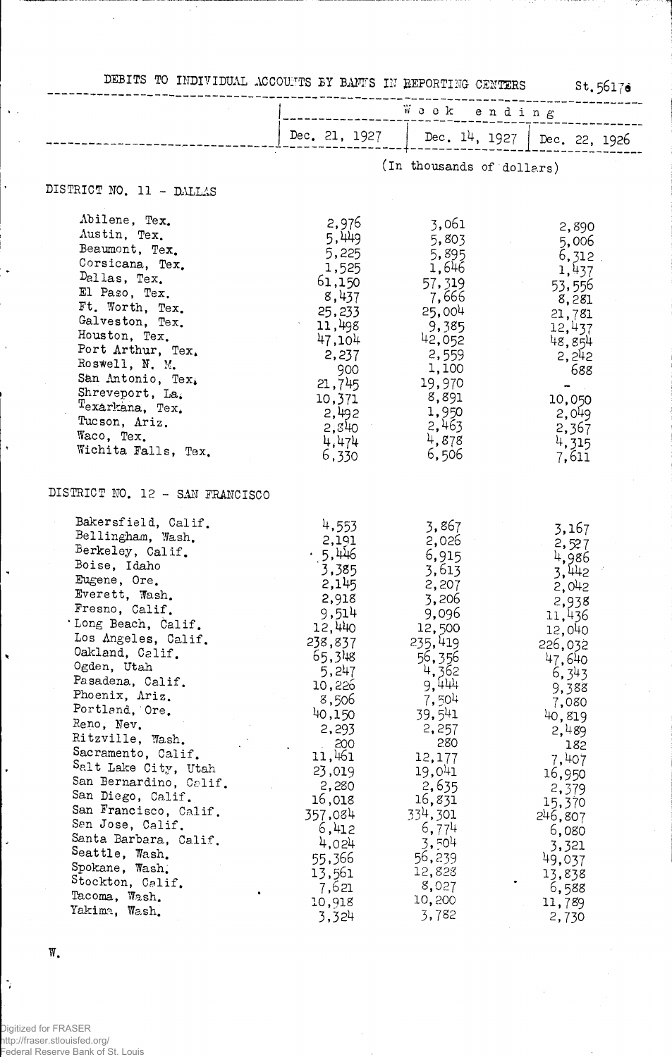DEBITS TO INDIVIDUAL ACCOUNTS BY BANKS IN REPORTING CENTERS St.5617a

| | Week ending | | |
|---|---|---|---|
| | Dec. 21, 1927 | Dec. 14, 1927 | Dec. 22, 1926 |
| | (In thousands of dollars) | | |
| **DISTRICT NO. 11 - DALLAS** | | | |
| Abilene, Tex. | 2,976 | 3,061 | 2,890 |
| Austin, Tex. | 5,449 | 5,803 | 5,006 |
| Beaumont, Tex. | 5,225 | 5,895 | 6,312 |
| Corsicana, Tex. | 1,525 | 1,646 | 1,437 |
| Dallas, Tex. | 61,150 | 57,319 | 53,556 |
| El Paso, Tex. | 8,437 | 7,666 | 8,281 |
| Ft. Worth, Tex. | 25,233 | 25,004 | 21,781 |
| Galveston, Tex. | 11,498 | 9,385 | 12,437 |
| Houston, Tex. | 47,104 | 42,052 | 48,854 |
| Port Arthur, Tex. | 2,237 | 2,559 | 2,242 |
| Roswell, N. M. | 900 | 1,100 | 688 |
| San Antonio, Tex. | 21,745 | 19,970 | - |
| Shreveport, La. | 10,371 | 8,891 | 10,050 |
| Texarkana, Tex. | 2,492 | 1,950 | 2,049 |
| Tucson, Ariz. | 2,840 | 2,463 | 2,367 |
| Waco, Tex. | 4,474 | 4,878 | 4,315 |
| Wichita Falls, Tex. | 6,330 | 6,506 | 7,611 |
| **DISTRICT NO. 12 - SAN FRANCISCO** | | | |
| Bakersfield, Calif. | 4,553 | 3,867 | 3,167 |
| Bellingham, Wash. | 2,191 | 2,026 | 2,527 |
| Berkeley, Calif. | 5,446 | 6,915 | 4,986 |
| Boise, Idaho | 3,385 | 3,613 | 3,442 |
| Eugene, Ore. | 2,145 | 2,207 | 2,042 |
| Everett, Wash. | 2,918 | 3,206 | 2,938 |
| Fresno, Calif. | 9,514 | 9,096 | 11,436 |
| Long Beach, Calif. | 12,440 | 12,500 | 12,040 |
| Los Angeles, Calif. | 238,837 | 235,419 | 226,032 |
| Oakland, Calif. | 65,348 | 56,356 | 47,640 |
| Ogden, Utah | 5,247 | 4,362 | 6,343 |
| Pasadena, Calif. | 10,226 | 9,444 | 9,388 |
| Phoenix, Ariz. | 8,506 | 7,504 | 7,080 |
| Portland, Ore. | 40,150 | 39,541 | 40,819 |
| Reno, Nev. | 2,293 | 2,257 | 2,489 |
| Ritzville, Wash. | 200 | 280 | 182 |
| Sacramento, Calif. | 11,461 | 12,177 | 7,407 |
| Salt Lake City, Utah | 23,019 | 19,041 | 16,950 |
| San Bernardino, Calif. | 2,280 | 2,635 | 2,379 |
| San Diego, Calif. | 16,018 | 16,831 | 15,370 |
| San Francisco, Calif. | 357,084 | 334,301 | 246,807 |
| San Jose, Calif. | 6,412 | 6,774 | 6,080 |
| Santa Barbara, Calif. | 4,024 | 3,504 | 3,321 |
| Seattle, Wash. | 55,366 | 56,239 | 49,037 |
| Spokane, Wash. | 13,561 | 12,828 | 13,838 |
| Stockton, Calif. | 7,621 | 8,027 | 6,588 |
| Tacoma, Wash. | 10,918 | 10,200 | 11,789 |
| Yakima, Wash. | 3,324 | 3,782 | 2,730 |

W.